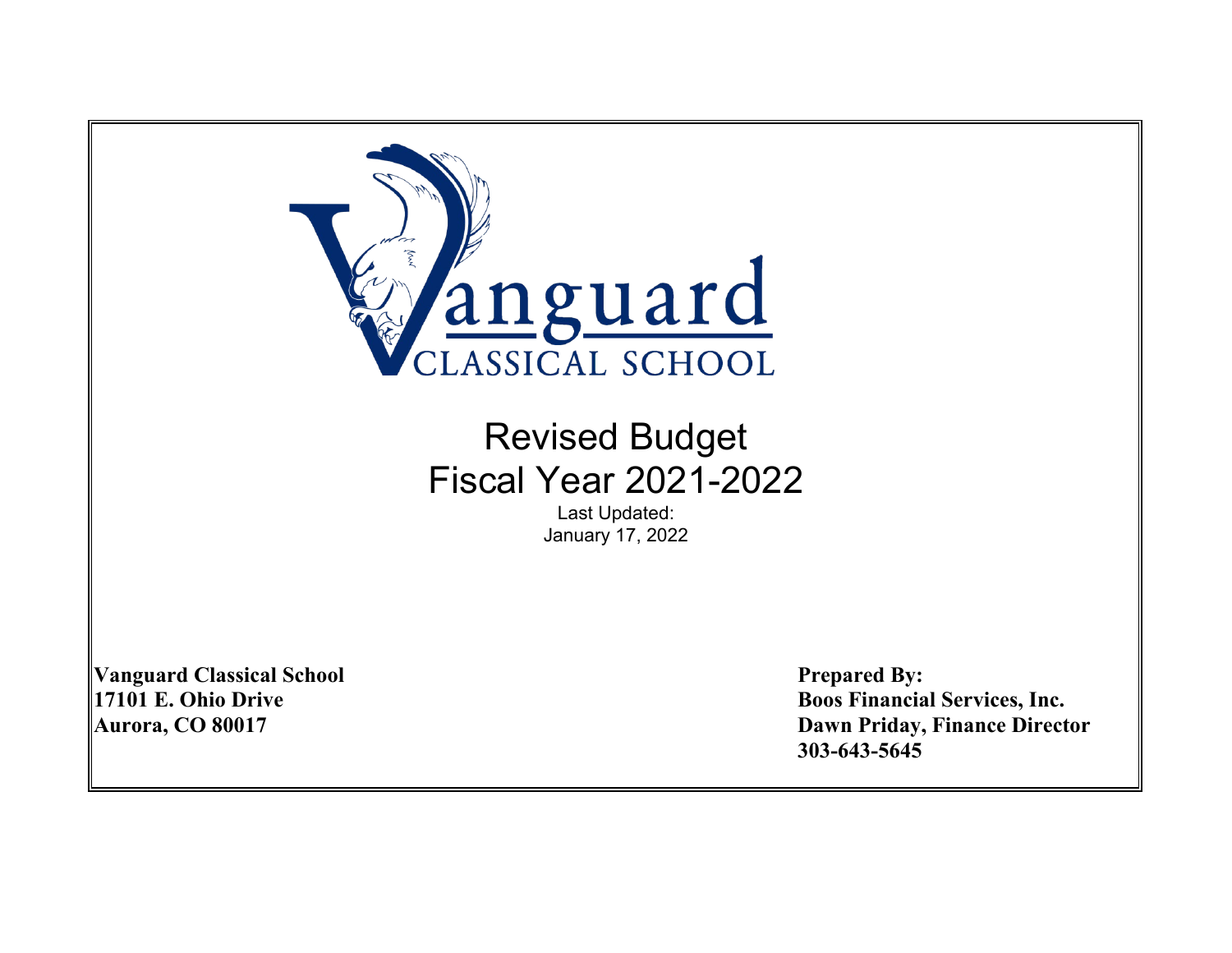Vanguard
CLASSICAL SCHOOL

# Revised Budget
# Fiscal Year 2021-2022

Last Updated:
January 17, 2022

**Vanguard Classical School**
**17101 E. Ohio Drive**
**Aurora, CO 80017**

**Prepared By:**
**Boos Financial Services, Inc.**
**Dawn Priday, Finance Director**
**303-643-5645**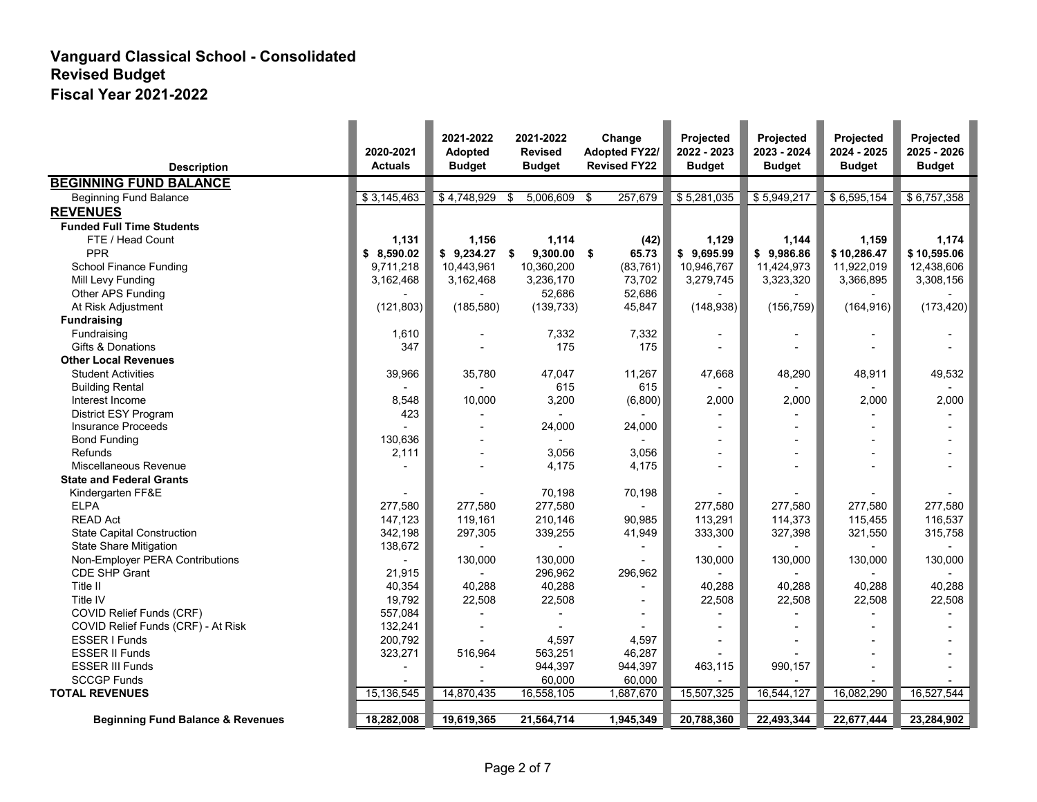# Vanguard Classical School - Consolidated
## Revised Budget
## Fiscal Year 2021-2022

| Description | 2020-2021 Actuals | 2021-2022 Adopted Budget | 2021-2022 Revised Budget | Change Adopted FY22/ Revised FY22 | Projected 2022 - 2023 Budget | Projected 2023 - 2024 Budget | Projected 2024 - 2025 Budget | Projected 2025 - 2026 Budget |
|---|---|---|---|---|---|---|---|---|
| **BEGINNING FUND BALANCE** | | | | | | | | |
| Beginning Fund Balance | $ 3,145,463 | $ 4,748,929 | $ 5,006,609 | $ 257,679 | $ 5,281,035 | $ 5,949,217 | $ 6,595,154 | $ 6,757,358 |
| **REVENUES** | | | | | | | | |
| **Funded Full Time Students** | | | | | | | | |
| FTE / Head Count | **1,131** | **1,156** | **1,114** | **(42)** | **1,129** | **1,144** | **1,159** | **1,174** |
| PPR | **$ 8,590.02** | **$ 9,234.27** | **$ 9,300.00** | **$ 65.73** | **$ 9,695.99** | **$ 9,986.86** | **$ 10,286.47** | **$ 10,595.06** |
| School Finance Funding | 9,711,218 | 10,443,961 | 10,360,200 | (83,761) | 10,946,767 | 11,424,973 | 11,922,019 | 12,438,606 |
| Mill Levy Funding | 3,162,468 | 3,162,468 | 3,236,170 | 73,702 | 3,279,745 | 3,323,320 | 3,366,895 | 3,308,156 |
| Other APS Funding | - | - | 52,686 | 52,686 | - | - | - | - |
| At Risk Adjustment | (121,803) | (185,580) | (139,733) | 45,847 | (148,938) | (156,759) | (164,916) | (173,420) |
| **Fundraising** | | | | | | | | |
| Fundraising | 1,610 | - | 7,332 | 7,332 | - | - | - | - |
| Gifts & Donations | 347 | - | 175 | 175 | - | - | - | - |
| **Other Local Revenues** | | | | | | | | |
| Student Activities | 39,966 | 35,780 | 47,047 | 11,267 | 47,668 | 48,290 | 48,911 | 49,532 |
| Building Rental | - | - | 615 | 615 | - | - | - | - |
| Interest Income | 8,548 | 10,000 | 3,200 | (6,800) | 2,000 | 2,000 | 2,000 | 2,000 |
| District ESY Program | 423 | - | - | - | - | - | - | - |
| Insurance Proceeds | - | - | 24,000 | 24,000 | - | - | - | - |
| Bond Funding | 130,636 | - | - | - | - | - | - | - |
| Refunds | 2,111 | - | 3,056 | 3,056 | - | - | - | - |
| Miscellaneous Revenue | - | - | 4,175 | 4,175 | - | - | - | - |
| **State and Federal Grants** | | | | | | | | |
| Kindergarten FF&E | - | - | 70,198 | 70,198 | - | - | - | - |
| ELPA | 277,580 | 277,580 | 277,580 | - | 277,580 | 277,580 | 277,580 | 277,580 |
| READ Act | 147,123 | 119,161 | 210,146 | 90,985 | 113,291 | 114,373 | 115,455 | 116,537 |
| State Capital Construction | 342,198 | 297,305 | 339,255 | 41,949 | 333,300 | 327,398 | 321,550 | 315,758 |
| State Share Mitigation | 138,672 | - | - | - | - | - | - | - |
| Non-Employer PERA Contributions | - | 130,000 | 130,000 | - | 130,000 | 130,000 | 130,000 | 130,000 |
| CDE SHP Grant | 21,915 | - | 296,962 | 296,962 | - | - | - | - |
| Title II | 40,354 | 40,288 | 40,288 | - | 40,288 | 40,288 | 40,288 | 40,288 |
| Title IV | 19,792 | 22,508 | 22,508 | - | 22,508 | 22,508 | 22,508 | 22,508 |
| COVID Relief Funds (CRF) | 557,084 | - | - | - | - | - | - | - |
| COVID Relief Funds (CRF) - At Risk | 132,241 | - | - | - | - | - | - | - |
| ESSER I Funds | 200,792 | - | 4,597 | 4,597 | - | - | - | - |
| ESSER II Funds | 323,271 | 516,964 | 563,251 | 46,287 | - | - | - | - |
| ESSER III Funds | - | - | 944,397 | 944,397 | 463,115 | 990,157 | - | - |
| SCCGP Funds | - | - | 60,000 | 60,000 | - | - | - | - |
| **TOTAL REVENUES** | 15,136,545 | 14,870,435 | 16,558,105 | 1,687,670 | 15,507,325 | 16,544,127 | 16,082,290 | 16,527,544 |
| **Beginning Fund Balance & Revenues** | **18,282,008** | **19,619,365** | **21,564,714** | **1,945,349** | **20,788,360** | **22,493,344** | **22,677,444** | **23,284,902** |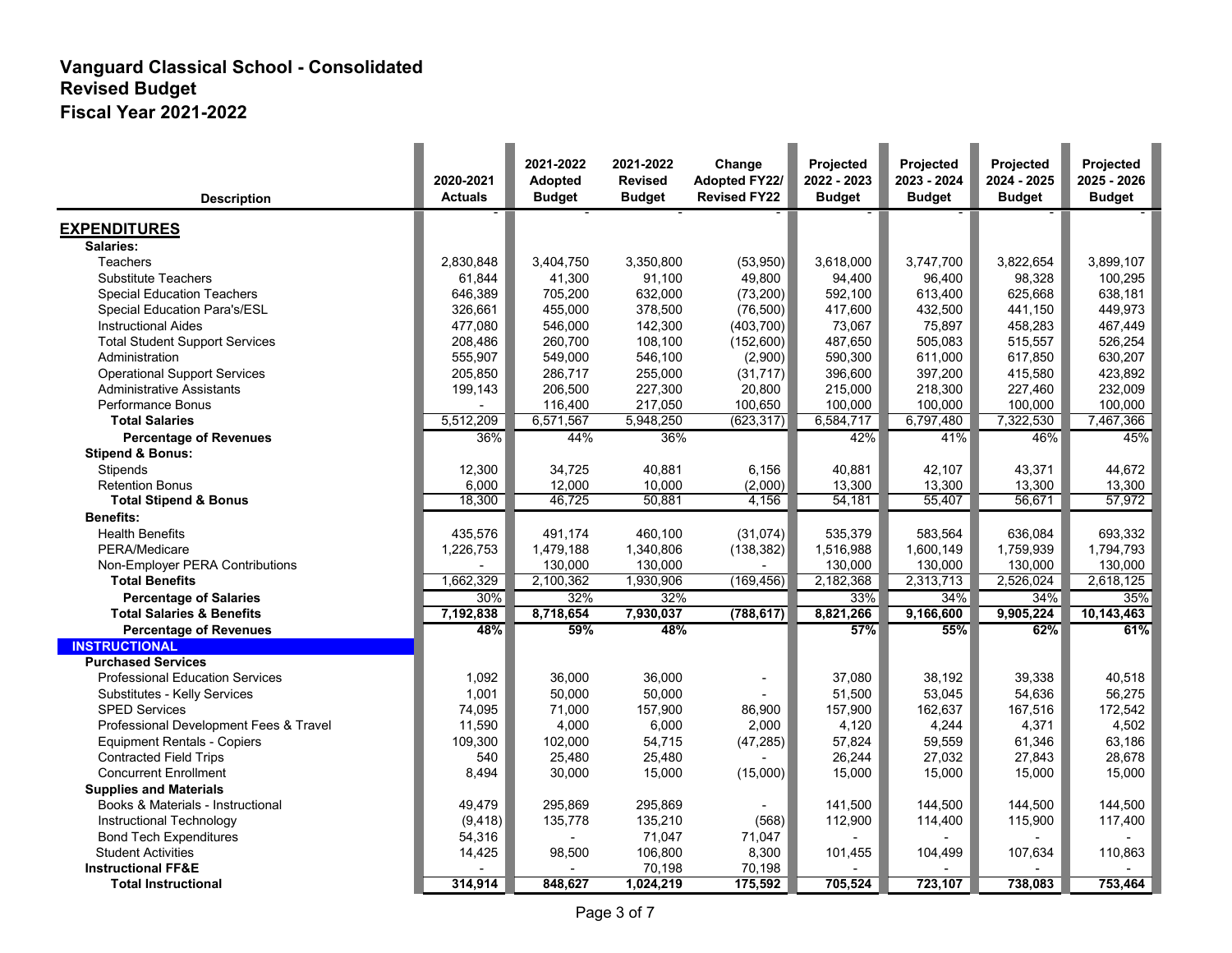# Vanguard Classical School - Consolidated
## Revised Budget
## Fiscal Year 2021-2022

| Description | 2020-2021 Actuals | 2021-2022 Adopted Budget | 2021-2022 Revised Budget | Change Adopted FY22/ Revised FY22 | Projected 2022 - 2023 Budget | Projected 2023 - 2024 Budget | Projected 2024 - 2025 Budget | Projected 2025 - 2026 Budget |
|---|---|---|---|---|---|---|---|---|
| | - | - | - | - | - | - | - | - |
| **EXPENDITURES** | | | | | | | | |
| **Salaries:** | | | | | | | | |
| Teachers | 2,830,848 | 3,404,750 | 3,350,800 | (53,950) | 3,618,000 | 3,747,700 | 3,822,654 | 3,899,107 |
| Substitute Teachers | 61,844 | 41,300 | 91,100 | 49,800 | 94,400 | 96,400 | 98,328 | 100,295 |
| Special Education Teachers | 646,389 | 705,200 | 632,000 | (73,200) | 592,100 | 613,400 | 625,668 | 638,181 |
| Special Education Para's/ESL | 326,661 | 455,000 | 378,500 | (76,500) | 417,600 | 432,500 | 441,150 | 449,973 |
| Instructional Aides | 477,080 | 546,000 | 142,300 | (403,700) | 73,067 | 75,897 | 458,283 | 467,449 |
| Total Student Support Services | 208,486 | 260,700 | 108,100 | (152,600) | 487,650 | 505,083 | 515,557 | 526,254 |
| Administration | 555,907 | 549,000 | 546,100 | (2,900) | 590,300 | 611,000 | 617,850 | 630,207 |
| Operational Support Services | 205,850 | 286,717 | 255,000 | (31,717) | 396,600 | 397,200 | 415,580 | 423,892 |
| Administrative Assistants | 199,143 | 206,500 | 227,300 | 20,800 | 215,000 | 218,300 | 227,460 | 232,009 |
| Performance Bonus | - | 116,400 | 217,050 | 100,650 | 100,000 | 100,000 | 100,000 | 100,000 |
| **Total Salaries** | 5,512,209 | 6,571,567 | 5,948,250 | (623,317) | 6,584,717 | 6,797,480 | 7,322,530 | 7,467,366 |
| **Percentage of Revenues** | 36% | 44% | 36% | | 42% | 41% | 46% | 45% |
| **Stipend & Bonus:** | | | | | | | | |
| Stipends | 12,300 | 34,725 | 40,881 | 6,156 | 40,881 | 42,107 | 43,371 | 44,672 |
| Retention Bonus | 6,000 | 12,000 | 10,000 | (2,000) | 13,300 | 13,300 | 13,300 | 13,300 |
| **Total Stipend & Bonus** | 18,300 | 46,725 | 50,881 | 4,156 | 54,181 | 55,407 | 56,671 | 57,972 |
| **Benefits:** | | | | | | | | |
| Health Benefits | 435,576 | 491,174 | 460,100 | (31,074) | 535,379 | 583,564 | 636,084 | 693,332 |
| PERA/Medicare | 1,226,753 | 1,479,188 | 1,340,806 | (138,382) | 1,516,988 | 1,600,149 | 1,759,939 | 1,794,793 |
| Non-Employer PERA Contributions | - | 130,000 | 130,000 | - | 130,000 | 130,000 | 130,000 | 130,000 |
| **Total Benefits** | 1,662,329 | 2,100,362 | 1,930,906 | (169,456) | 2,182,368 | 2,313,713 | 2,526,024 | 2,618,125 |
| **Percentage of Salaries** | 30% | 32% | 32% | | 33% | 34% | 34% | 35% |
| **Total Salaries & Benefits** | **7,192,838** | **8,718,654** | **7,930,037** | **(788,617)** | **8,821,266** | **9,166,600** | **9,905,224** | **10,143,463** |
| **Percentage of Revenues** | **48%** | **59%** | **48%** | | **57%** | **55%** | **62%** | **61%** |
| **INSTRUCTIONAL** | | | | | | | | |
| **Purchased Services** | | | | | | | | |
| Professional Education Services | 1,092 | 36,000 | 36,000 | - | 37,080 | 38,192 | 39,338 | 40,518 |
| Substitutes - Kelly Services | 1,001 | 50,000 | 50,000 | - | 51,500 | 53,045 | 54,636 | 56,275 |
| SPED Services | 74,095 | 71,000 | 157,900 | 86,900 | 157,900 | 162,637 | 167,516 | 172,542 |
| Professional Development Fees & Travel | 11,590 | 4,000 | 6,000 | 2,000 | 4,120 | 4,244 | 4,371 | 4,502 |
| Equipment Rentals - Copiers | 109,300 | 102,000 | 54,715 | (47,285) | 57,824 | 59,559 | 61,346 | 63,186 |
| Contracted Field Trips | 540 | 25,480 | 25,480 | - | 26,244 | 27,032 | 27,843 | 28,678 |
| Concurrent Enrollment | 8,494 | 30,000 | 15,000 | (15,000) | 15,000 | 15,000 | 15,000 | 15,000 |
| **Supplies and Materials** | | | | | | | | |
| Books & Materials - Instructional | 49,479 | 295,869 | 295,869 | - | 141,500 | 144,500 | 144,500 | 144,500 |
| Instructional Technology | (9,418) | 135,778 | 135,210 | (568) | 112,900 | 114,400 | 115,900 | 117,400 |
| Bond Tech Expenditures | 54,316 | - | 71,047 | 71,047 | - | - | - | - |
| Student Activities | 14,425 | 98,500 | 106,800 | 8,300 | 101,455 | 104,499 | 107,634 | 110,863 |
| **Instructional FF&E** | - | - | 70,198 | 70,198 | - | - | - | - |
| **Total Instructional** | **314,914** | **848,627** | **1,024,219** | **175,592** | **705,524** | **723,107** | **738,083** | **753,464** |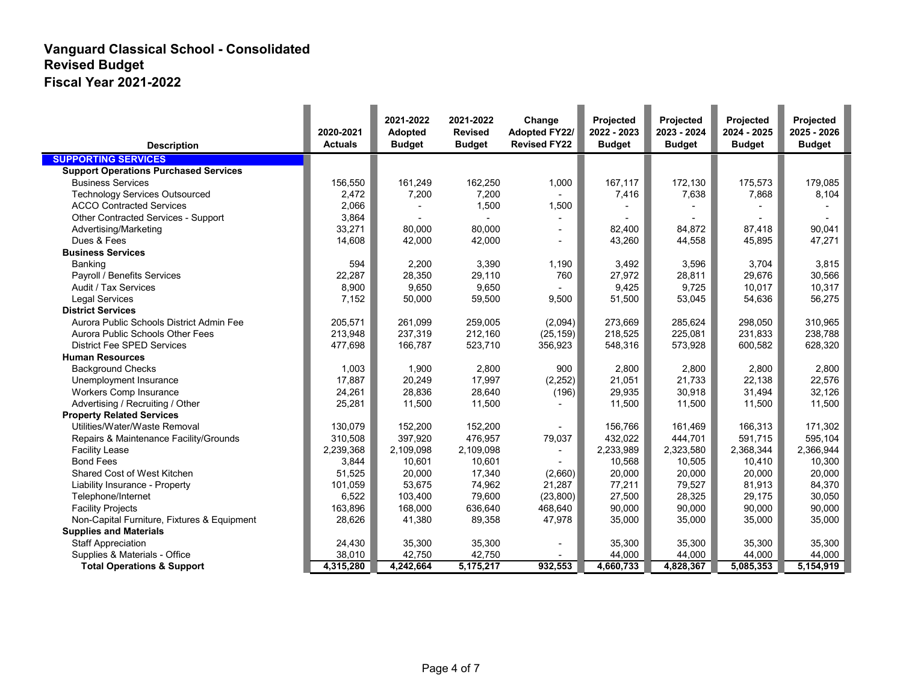# Vanguard Classical School - Consolidated
## Revised Budget
## Fiscal Year 2021-2022

| Description | 2020-2021 Actuals | 2021-2022 Adopted Budget | 2021-2022 Revised Budget | Change Adopted FY22/ Revised FY22 | Projected 2022 - 2023 Budget | Projected 2023 - 2024 Budget | Projected 2024 - 2025 Budget | Projected 2025 - 2026 Budget |
|---|---|---|---|---|---|---|---|---|
| **SUPPORTING SERVICES** | | | | | | | | |
| **Support Operations Purchased Services** | | | | | | | | |
| Business Services | 156,550 | 161,249 | 162,250 | 1,000 | 167,117 | 172,130 | 175,573 | 179,085 |
| Technology Services Outsourced | 2,472 | 7,200 | 7,200 | - | 7,416 | 7,638 | 7,868 | 8,104 |
| ACCO Contracted Services | 2,066 | - | 1,500 | 1,500 | - | - | - | - |
| Other Contracted Services - Support | 3,864 | - | - | - | - | - | - | - |
| Advertising/Marketing | 33,271 | 80,000 | 80,000 | - | 82,400 | 84,872 | 87,418 | 90,041 |
| Dues & Fees | 14,608 | 42,000 | 42,000 | - | 43,260 | 44,558 | 45,895 | 47,271 |
| **Business Services** | | | | | | | | |
| Banking | 594 | 2,200 | 3,390 | 1,190 | 3,492 | 3,596 | 3,704 | 3,815 |
| Payroll / Benefits Services | 22,287 | 28,350 | 29,110 | 760 | 27,972 | 28,811 | 29,676 | 30,566 |
| Audit / Tax Services | 8,900 | 9,650 | 9,650 | - | 9,425 | 9,725 | 10,017 | 10,317 |
| Legal Services | 7,152 | 50,000 | 59,500 | 9,500 | 51,500 | 53,045 | 54,636 | 56,275 |
| **District Services** | | | | | | | | |
| Aurora Public Schools District Admin Fee | 205,571 | 261,099 | 259,005 | (2,094) | 273,669 | 285,624 | 298,050 | 310,965 |
| Aurora Public Schools Other Fees | 213,948 | 237,319 | 212,160 | (25,159) | 218,525 | 225,081 | 231,833 | 238,788 |
| District Fee SPED Services | 477,698 | 166,787 | 523,710 | 356,923 | 548,316 | 573,928 | 600,582 | 628,320 |
| **Human Resources** | | | | | | | | |
| Background Checks | 1,003 | 1,900 | 2,800 | 900 | 2,800 | 2,800 | 2,800 | 2,800 |
| Unemployment Insurance | 17,887 | 20,249 | 17,997 | (2,252) | 21,051 | 21,733 | 22,138 | 22,576 |
| Workers Comp Insurance | 24,261 | 28,836 | 28,640 | (196) | 29,935 | 30,918 | 31,494 | 32,126 |
| Advertising / Recruiting / Other | 25,281 | 11,500 | 11,500 | - | 11,500 | 11,500 | 11,500 | 11,500 |
| **Property Related Services** | | | | | | | | |
| Utilities/Water/Waste Removal | 130,079 | 152,200 | 152,200 | - | 156,766 | 161,469 | 166,313 | 171,302 |
| Repairs & Maintenance Facility/Grounds | 310,508 | 397,920 | 476,957 | 79,037 | 432,022 | 444,701 | 591,715 | 595,104 |
| Facility Lease | 2,239,368 | 2,109,098 | 2,109,098 | - | 2,233,989 | 2,323,580 | 2,368,344 | 2,366,944 |
| Bond Fees | 3,844 | 10,601 | 10,601 | - | 10,568 | 10,505 | 10,410 | 10,300 |
| Shared Cost of West Kitchen | 51,525 | 20,000 | 17,340 | (2,660) | 20,000 | 20,000 | 20,000 | 20,000 |
| Liability Insurance - Property | 101,059 | 53,675 | 74,962 | 21,287 | 77,211 | 79,527 | 81,913 | 84,370 |
| Telephone/Internet | 6,522 | 103,400 | 79,600 | (23,800) | 27,500 | 28,325 | 29,175 | 30,050 |
| Facility Projects | 163,896 | 168,000 | 636,640 | 468,640 | 90,000 | 90,000 | 90,000 | 90,000 |
| Non-Capital Furniture, Fixtures & Equipment | 28,626 | 41,380 | 89,358 | 47,978 | 35,000 | 35,000 | 35,000 | 35,000 |
| **Supplies and Materials** | | | | | | | | |
| Staff Appreciation | 24,430 | 35,300 | 35,300 | - | 35,300 | 35,300 | 35,300 | 35,300 |
| Supplies & Materials - Office | 38,010 | 42,750 | 42,750 | - | 44,000 | 44,000 | 44,000 | 44,000 |
| **Total Operations & Support** | **4,315,280** | **4,242,664** | **5,175,217** | **932,553** | **4,660,733** | **4,828,367** | **5,085,353** | **5,154,919** |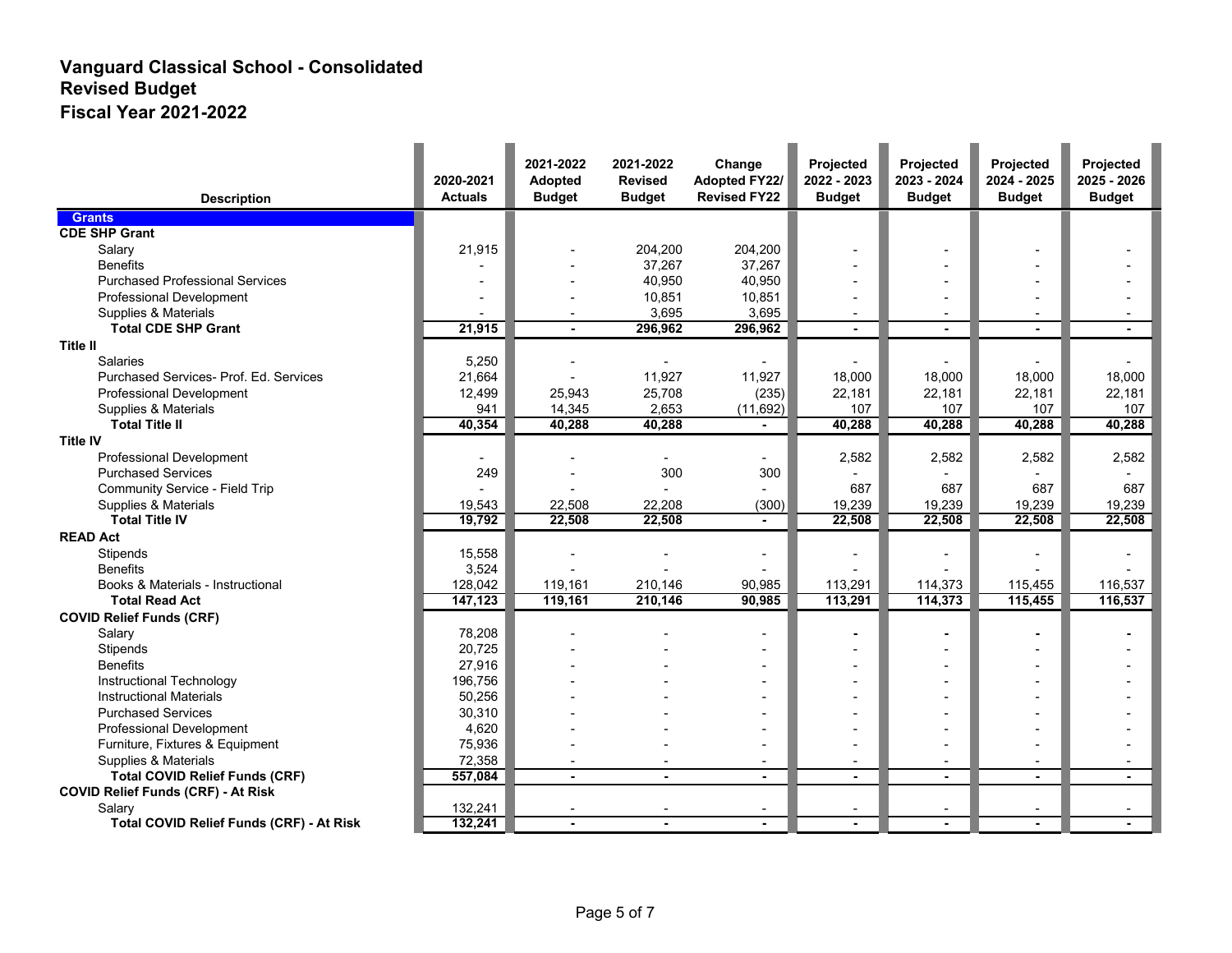# Vanguard Classical School - Consolidated
## Revised Budget
## Fiscal Year 2021-2022

| Description | 2020-2021 Actuals | 2021-2022 Adopted Budget | 2021-2022 Revised Budget | Change Adopted FY22/ Revised FY22 | Projected 2022 - 2023 Budget | Projected 2023 - 2024 Budget | Projected 2024 - 2025 Budget | Projected 2025 - 2026 Budget |
|---|---|---|---|---|---|---|---|---|
| **Grants** | | | | | | | | |
| **CDE SHP Grant** | | | | | | | | |
| Salary | 21,915 | - | 204,200 | 204,200 | - | - | - | - |
| Benefits | - | - | 37,267 | 37,267 | - | - | - | - |
| Purchased Professional Services | - | - | 40,950 | 40,950 | - | - | - | - |
| Professional Development | - | - | 10,851 | 10,851 | - | - | - | - |
| Supplies & Materials | - | - | 3,695 | 3,695 | - | - | - | - |
| **Total CDE SHP Grant** | **21,915** | **-** | **296,962** | **296,962** | **-** | **-** | **-** | **-** |
| **Title II** | | | | | | | | |
| Salaries | 5,250 | - | - | - | - | - | - | - |
| Purchased Services- Prof. Ed. Services | 21,664 | - | 11,927 | 11,927 | 18,000 | 18,000 | 18,000 | 18,000 |
| Professional Development | 12,499 | 25,943 | 25,708 | (235) | 22,181 | 22,181 | 22,181 | 22,181 |
| Supplies & Materials | 941 | 14,345 | 2,653 | (11,692) | 107 | 107 | 107 | 107 |
| **Total Title II** | **40,354** | **40,288** | **40,288** | **-** | **40,288** | **40,288** | **40,288** | **40,288** |
| **Title IV** | | | | | | | | |
| Professional Development | - | - | - | - | 2,582 | 2,582 | 2,582 | 2,582 |
| Purchased Services | 249 | - | 300 | 300 | - | - | - | - |
| Community Service - Field Trip | - | - | - | - | 687 | 687 | 687 | 687 |
| Supplies & Materials | 19,543 | 22,508 | 22,208 | (300) | 19,239 | 19,239 | 19,239 | 19,239 |
| **Total Title IV** | **19,792** | **22,508** | **22,508** | **-** | **22,508** | **22,508** | **22,508** | **22,508** |
| **READ Act** | | | | | | | | |
| Stipends | 15,558 | - | - | - | - | - | - | - |
| Benefits | 3,524 | - | - | - | - | - | - | - |
| Books & Materials - Instructional | 128,042 | 119,161 | 210,146 | 90,985 | 113,291 | 114,373 | 115,455 | 116,537 |
| **Total Read Act** | **147,123** | **119,161** | **210,146** | **90,985** | **113,291** | **114,373** | **115,455** | **116,537** |
| **COVID Relief Funds (CRF)** | | | | | | | | |
| Salary | 78,208 | - | - | - | - | - | - | - |
| Stipends | 20,725 | - | - | - | - | - | - | - |
| Benefits | 27,916 | - | - | - | - | - | - | - |
| Instructional Technology | 196,756 | - | - | - | - | - | - | - |
| Instructional Materials | 50,256 | - | - | - | - | - | - | - |
| Purchased Services | 30,310 | - | - | - | - | - | - | - |
| Professional Development | 4,620 | - | - | - | - | - | - | - |
| Furniture, Fixtures & Equipment | 75,936 | - | - | - | - | - | - | - |
| Supplies & Materials | 72,358 | - | - | - | - | - | - | - |
| **Total COVID Relief Funds (CRF)** | **557,084** | **-** | **-** | **-** | **-** | **-** | **-** | **-** |
| **COVID Relief Funds (CRF) - At Risk** | | | | | | | | |
| Salary | 132,241 | - | - | - | - | - | - | - |
| **Total COVID Relief Funds (CRF) - At Risk** | **132,241** | **-** | **-** | **-** | **-** | **-** | **-** | **-** |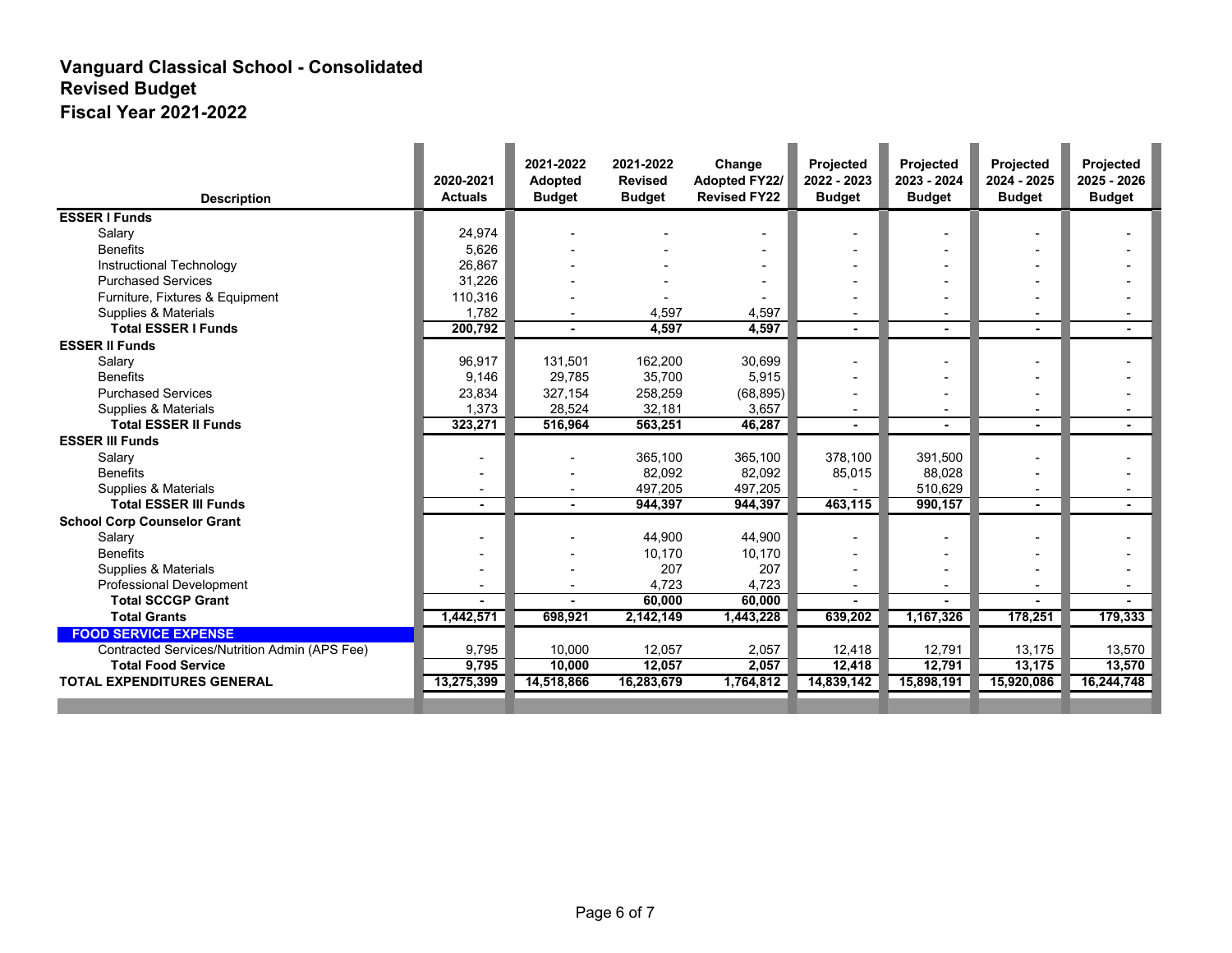# Vanguard Classical School - Consolidated
## Revised Budget
## Fiscal Year 2021-2022

| Description | 2020-2021 Actuals | 2021-2022 Adopted Budget | 2021-2022 Revised Budget | Change Adopted FY22/ Revised FY22 | Projected 2022 - 2023 Budget | Projected 2023 - 2024 Budget | Projected 2024 - 2025 Budget | Projected 2025 - 2026 Budget |
|---|---|---|---|---|---|---|---|---|
| **ESSER I Funds** | | | | | | | | |
| Salary | 24,974 | - | - | - | - | - | - | - |
| Benefits | 5,626 | - | - | - | - | - | - | - |
| Instructional Technology | 26,867 | - | - | - | - | - | - | - |
| Purchased Services | 31,226 | - | - | - | - | - | - | - |
| Furniture, Fixtures & Equipment | 110,316 | - | - | - | - | - | - | - |
| Supplies & Materials | 1,782 | - | 4,597 | 4,597 | - | - | - | - |
| **Total ESSER I Funds** | **200,792** | **-** | **4,597** | **4,597** | **-** | **-** | **-** | **-** |
| **ESSER II Funds** | | | | | | | | |
| Salary | 96,917 | 131,501 | 162,200 | 30,699 | - | - | - | - |
| Benefits | 9,146 | 29,785 | 35,700 | 5,915 | - | - | - | - |
| Purchased Services | 23,834 | 327,154 | 258,259 | (68,895) | - | - | - | - |
| Supplies & Materials | 1,373 | 28,524 | 32,181 | 3,657 | - | - | - | - |
| **Total ESSER II Funds** | **323,271** | **516,964** | **563,251** | **46,287** | **-** | **-** | **-** | **-** |
| **ESSER III Funds** | | | | | | | | |
| Salary | - | - | 365,100 | 365,100 | 378,100 | 391,500 | - | - |
| Benefits | - | - | 82,092 | 82,092 | 85,015 | 88,028 | - | - |
| Supplies & Materials | - | - | 497,205 | 497,205 | - | 510,629 | - | - |
| **Total ESSER III Funds** | **-** | **-** | **944,397** | **944,397** | **463,115** | **990,157** | **-** | **-** |
| **School Corp Counselor Grant** | | | | | | | | |
| Salary | - | - | 44,900 | 44,900 | - | - | - | - |
| Benefits | - | - | 10,170 | 10,170 | - | - | - | - |
| Supplies & Materials | - | - | 207 | 207 | - | - | - | - |
| Professional Development | - | - | 4,723 | 4,723 | - | - | - | - |
| **Total SCCGP Grant** | **-** | **-** | **60,000** | **60,000** | **-** | **-** | **-** | **-** |
| **Total Grants** | **1,442,571** | **698,921** | **2,142,149** | **1,443,228** | **639,202** | **1,167,326** | **178,251** | **179,333** |
| **FOOD SERVICE EXPENSE** | | | | | | | | |
| Contracted Services/Nutrition Admin (APS Fee) | 9,795 | 10,000 | 12,057 | 2,057 | 12,418 | 12,791 | 13,175 | 13,570 |
| **Total Food Service** | **9,795** | **10,000** | **12,057** | **2,057** | **12,418** | **12,791** | **13,175** | **13,570** |
| **TOTAL EXPENDITURES GENERAL** | **13,275,399** | **14,518,866** | **16,283,679** | **1,764,812** | **14,839,142** | **15,898,191** | **15,920,086** | **16,244,748** |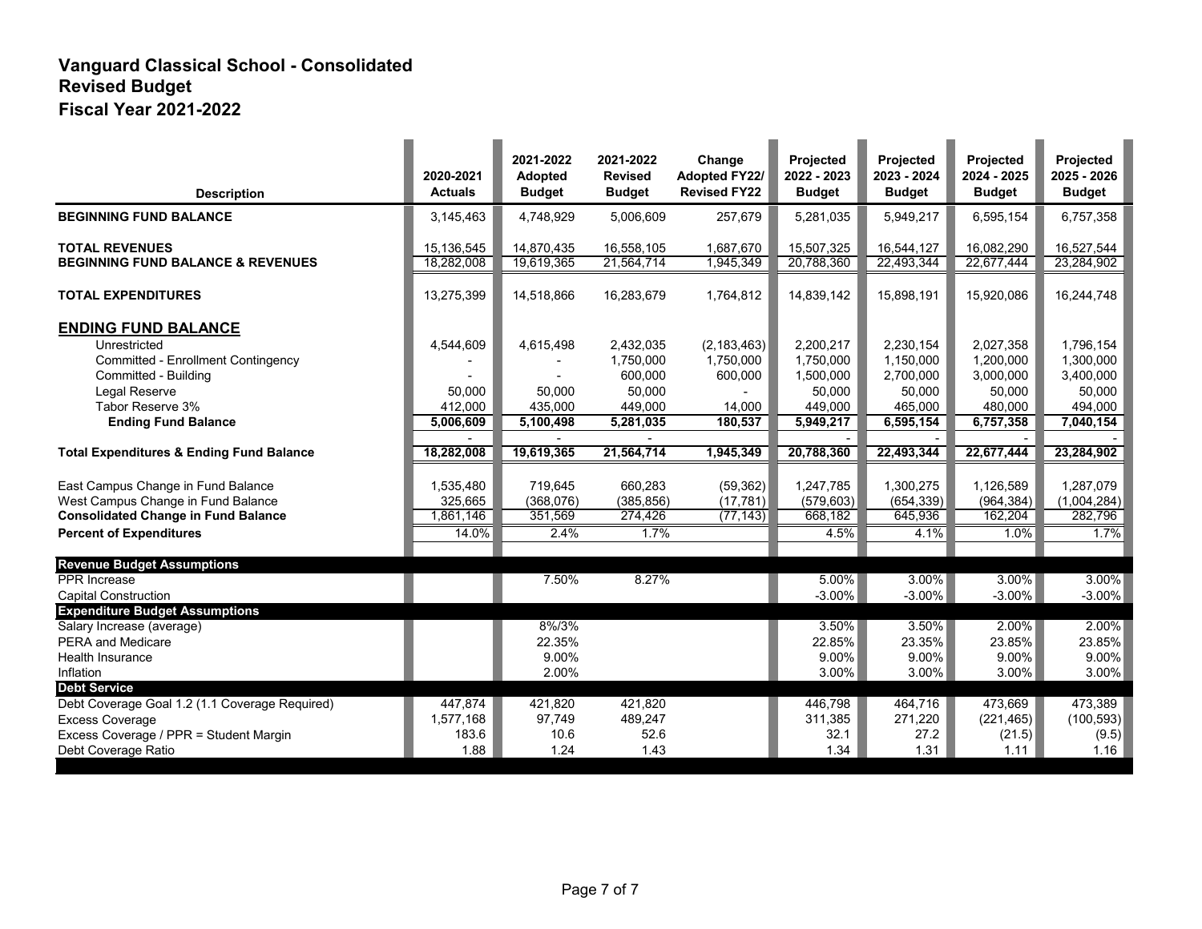# Vanguard Classical School - Consolidated
## Revised Budget
## Fiscal Year 2021-2022

| Description | 2020-2021 Actuals | 2021-2022 Adopted Budget | 2021-2022 Revised Budget | Change Adopted FY22/ Revised FY22 | Projected 2022 - 2023 Budget | Projected 2023 - 2024 Budget | Projected 2024 - 2025 Budget | Projected 2025 - 2026 Budget |
|---|---|---|---|---|---|---|---|---|
| **BEGINNING FUND BALANCE** | 3,145,463 | 4,748,929 | 5,006,609 | 257,679 | 5,281,035 | 5,949,217 | 6,595,154 | 6,757,358 |
| **TOTAL REVENUES** | 15,136,545 | 14,870,435 | 16,558,105 | 1,687,670 | 15,507,325 | 16,544,127 | 16,082,290 | 16,527,544 |
| **BEGINNING FUND BALANCE & REVENUES** | 18,282,008 | 19,619,365 | 21,564,714 | 1,945,349 | 20,788,360 | 22,493,344 | 22,677,444 | 23,284,902 |
| **TOTAL EXPENDITURES** | 13,275,399 | 14,518,866 | 16,283,679 | 1,764,812 | 14,839,142 | 15,898,191 | 15,920,086 | 16,244,748 |
| **ENDING FUND BALANCE** | | | | | | | | |
| Unrestricted | 4,544,609 | 4,615,498 | 2,432,035 | (2,183,463) | 2,200,217 | 2,230,154 | 2,027,358 | 1,796,154 |
| Committed - Enrollment Contingency | - | - | 1,750,000 | 1,750,000 | 1,750,000 | 1,150,000 | 1,200,000 | 1,300,000 |
| Committed - Building | - | - | 600,000 | 600,000 | 1,500,000 | 2,700,000 | 3,000,000 | 3,400,000 |
| Legal Reserve | 50,000 | 50,000 | 50,000 | - | 50,000 | 50,000 | 50,000 | 50,000 |
| Tabor Reserve 3% | 412,000 | 435,000 | 449,000 | 14,000 | 449,000 | 465,000 | 480,000 | 494,000 |
| **Ending Fund Balance** | **5,006,609** | **5,100,498** | **5,281,035** | **180,537** | **5,949,217** | **6,595,154** | **6,757,358** | **7,040,154** |
| | - | - | - | - | - | - | - | - |
| **Total Expenditures & Ending Fund Balance** | **18,282,008** | **19,619,365** | **21,564,714** | **1,945,349** | **20,788,360** | **22,493,344** | **22,677,444** | **23,284,902** |
| East Campus Change in Fund Balance | 1,535,480 | 719,645 | 660,283 | (59,362) | 1,247,785 | 1,300,275 | 1,126,589 | 1,287,079 |
| West Campus Change in Fund Balance | 325,665 | (368,076) | (385,856) | (17,781) | (579,603) | (654,339) | (964,384) | (1,004,284) |
| **Consolidated Change in Fund Balance** | 1,861,146 | 351,569 | 274,426 | (77,143) | 668,182 | 645,936 | 162,204 | 282,796 |
| **Percent of Expenditures** | 14.0% | 2.4% | 1.7% | | 4.5% | 4.1% | 1.0% | 1.7% |
| **Revenue Budget Assumptions** | | | | | | | | |
| PPR Increase | | 7.50% | 8.27% | | 5.00% | 3.00% | 3.00% | 3.00% |
| Capital Construction | | | | | -3.00% | -3.00% | -3.00% | -3.00% |
| **Expenditure Budget Assumptions** | | | | | | | | |
| Salary Increase (average) | | 8%/3% | | | 3.50% | 3.50% | 2.00% | 2.00% |
| PERA and Medicare | | 22.35% | | | 22.85% | 23.35% | 23.85% | 23.85% |
| Health Insurance | | 9.00% | | | 9.00% | 9.00% | 9.00% | 9.00% |
| Inflation | | 2.00% | | | 3.00% | 3.00% | 3.00% | 3.00% |
| **Debt Service** | | | | | | | | |
| Debt Coverage Goal 1.2 (1.1 Coverage Required) | 447,874 | 421,820 | 421,820 | | 446,798 | 464,716 | 473,669 | 473,389 |
| Excess Coverage | 1,577,168 | 97,749 | 489,247 | | 311,385 | 271,220 | (221,465) | (100,593) |
| Excess Coverage / PPR = Student Margin | 183.6 | 10.6 | 52.6 | | 32.1 | 27.2 | (21.5) | (9.5) |
| Debt Coverage Ratio | 1.88 | 1.24 | 1.43 | | 1.34 | 1.31 | 1.11 | 1.16 |